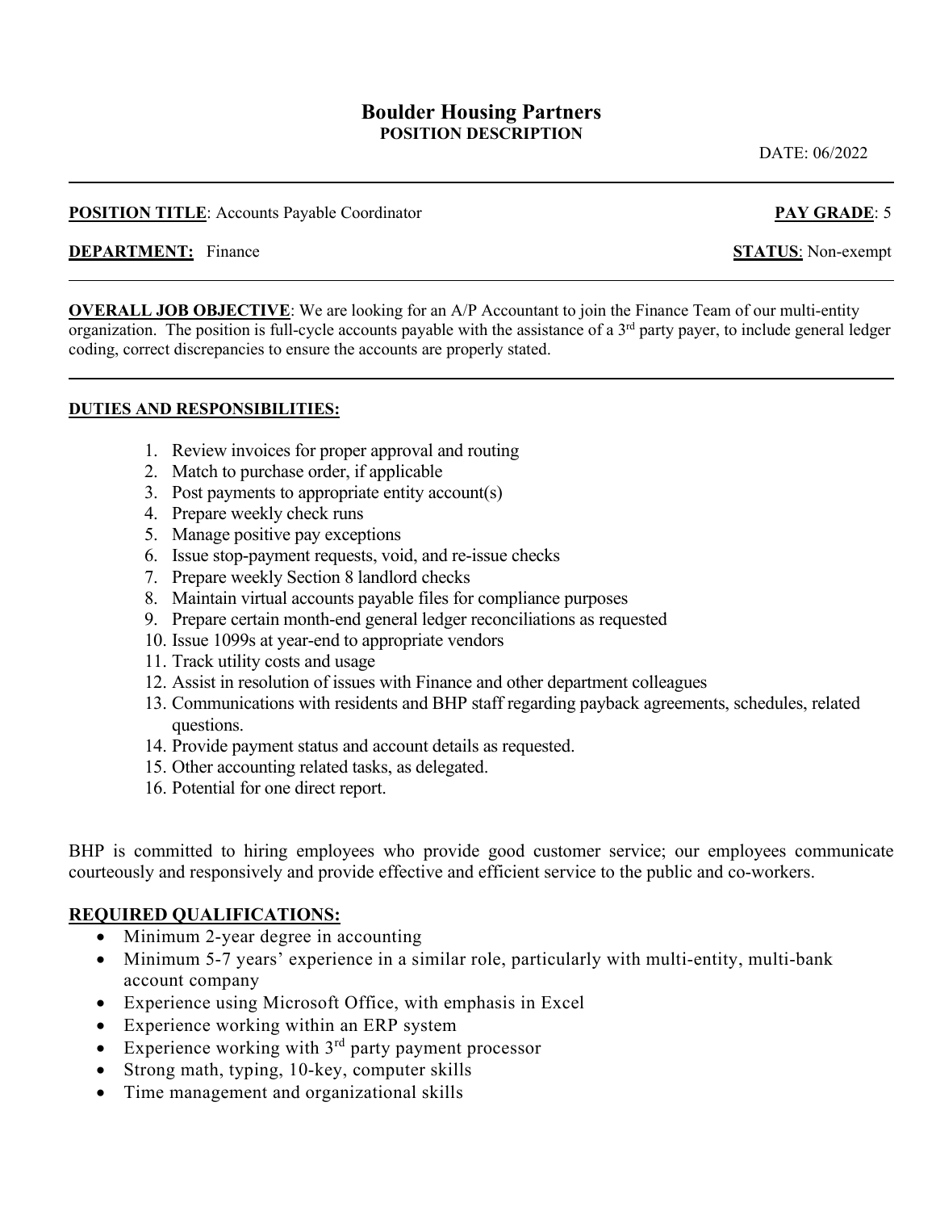# Boulder Housing Partners

## POSITION DESCRIPTION

DATE: 06/2022

---

**POSITION TITLE**: Accounts Payable Coordinator **PAY GRADE**: 5

**DEPARTMENT:** Finance **STATUS**: Non-exempt

---

**OVERALL JOB OBJECTIVE**: We are looking for an A/P Accountant to join the Finance Team of our multi-entity organization. The position is full-cycle accounts payable with the assistance of a 3rd party payer, to include general ledger coding, correct discrepancies to ensure the accounts are properly stated.

---

**DUTIES AND RESPONSIBILITIES:**

1. Review invoices for proper approval and routing
2. Match to purchase order, if applicable
3. Post payments to appropriate entity account(s)
4. Prepare weekly check runs
5. Manage positive pay exceptions
6. Issue stop-payment requests, void, and re-issue checks
7. Prepare weekly Section 8 landlord checks
8. Maintain virtual accounts payable files for compliance purposes
9. Prepare certain month-end general ledger reconciliations as requested
10. Issue 1099s at year-end to appropriate vendors
11. Track utility costs and usage
12. Assist in resolution of issues with Finance and other department colleagues
13. Communications with residents and BHP staff regarding payback agreements, schedules, related questions.
14. Provide payment status and account details as requested.
15. Other accounting related tasks, as delegated.
16. Potential for one direct report.

BHP is committed to hiring employees who provide good customer service; our employees communicate courteously and responsively and provide effective and efficient service to the public and co-workers.

**REQUIRED QUALIFICATIONS:**

- Minimum 2-year degree in accounting
- Minimum 5-7 years' experience in a similar role, particularly with multi-entity, multi-bank account company
- Experience using Microsoft Office, with emphasis in Excel
- Experience working within an ERP system
- Experience working with 3rd party payment processor
- Strong math, typing, 10-key, computer skills
- Time management and organizational skills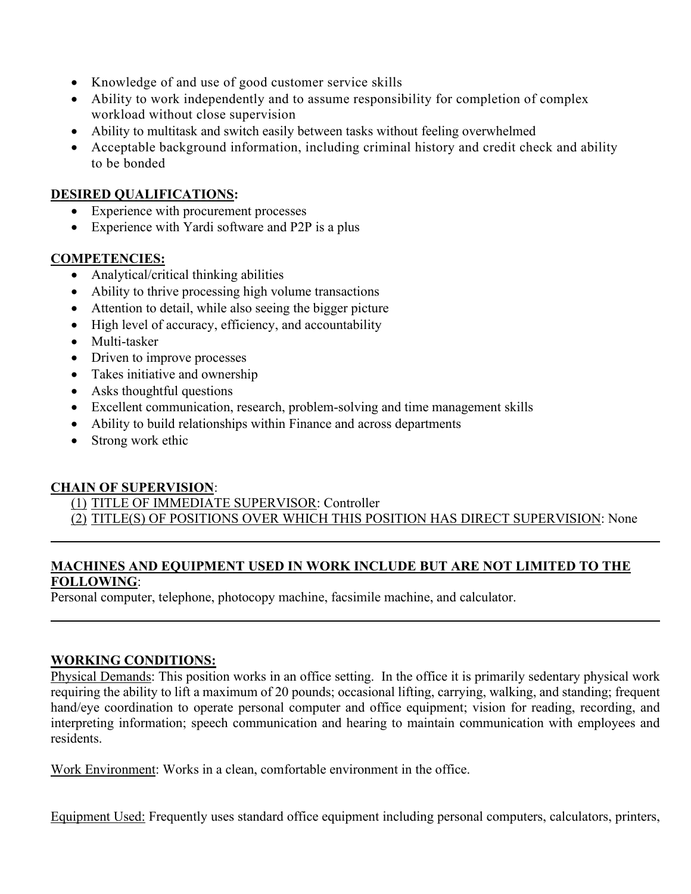- Knowledge of and use of good customer service skills
- Ability to work independently and to assume responsibility for completion of complex workload without close supervision
- Ability to multitask and switch easily between tasks without feeling overwhelmed
- Acceptable background information, including criminal history and credit check and ability to be bonded

**DESIRED QUALIFICATIONS:**

- Experience with procurement processes
- Experience with Yardi software and P2P is a plus

**COMPETENCIES:**

- Analytical/critical thinking abilities
- Ability to thrive processing high volume transactions
- Attention to detail, while also seeing the bigger picture
- High level of accuracy, efficiency, and accountability
- Multi-tasker
- Driven to improve processes
- Takes initiative and ownership
- Asks thoughtful questions
- Excellent communication, research, problem-solving and time management skills
- Ability to build relationships within Finance and across departments
- Strong work ethic

**CHAIN OF SUPERVISION**:

(1) TITLE OF IMMEDIATE SUPERVISOR: Controller
(2) TITLE(S) OF POSITIONS OVER WHICH THIS POSITION HAS DIRECT SUPERVISION: None

---

**MACHINES AND EQUIPMENT USED IN WORK INCLUDE BUT ARE NOT LIMITED TO THE FOLLOWING**:
Personal computer, telephone, photocopy machine, facsimile machine, and calculator.

---

**WORKING CONDITIONS:**

Physical Demands: This position works in an office setting. In the office it is primarily sedentary physical work requiring the ability to lift a maximum of 20 pounds; occasional lifting, carrying, walking, and standing; frequent hand/eye coordination to operate personal computer and office equipment; vision for reading, recording, and interpreting information; speech communication and hearing to maintain communication with employees and residents.

Work Environment: Works in a clean, comfortable environment in the office.

Equipment Used: Frequently uses standard office equipment including personal computers, calculators, printers,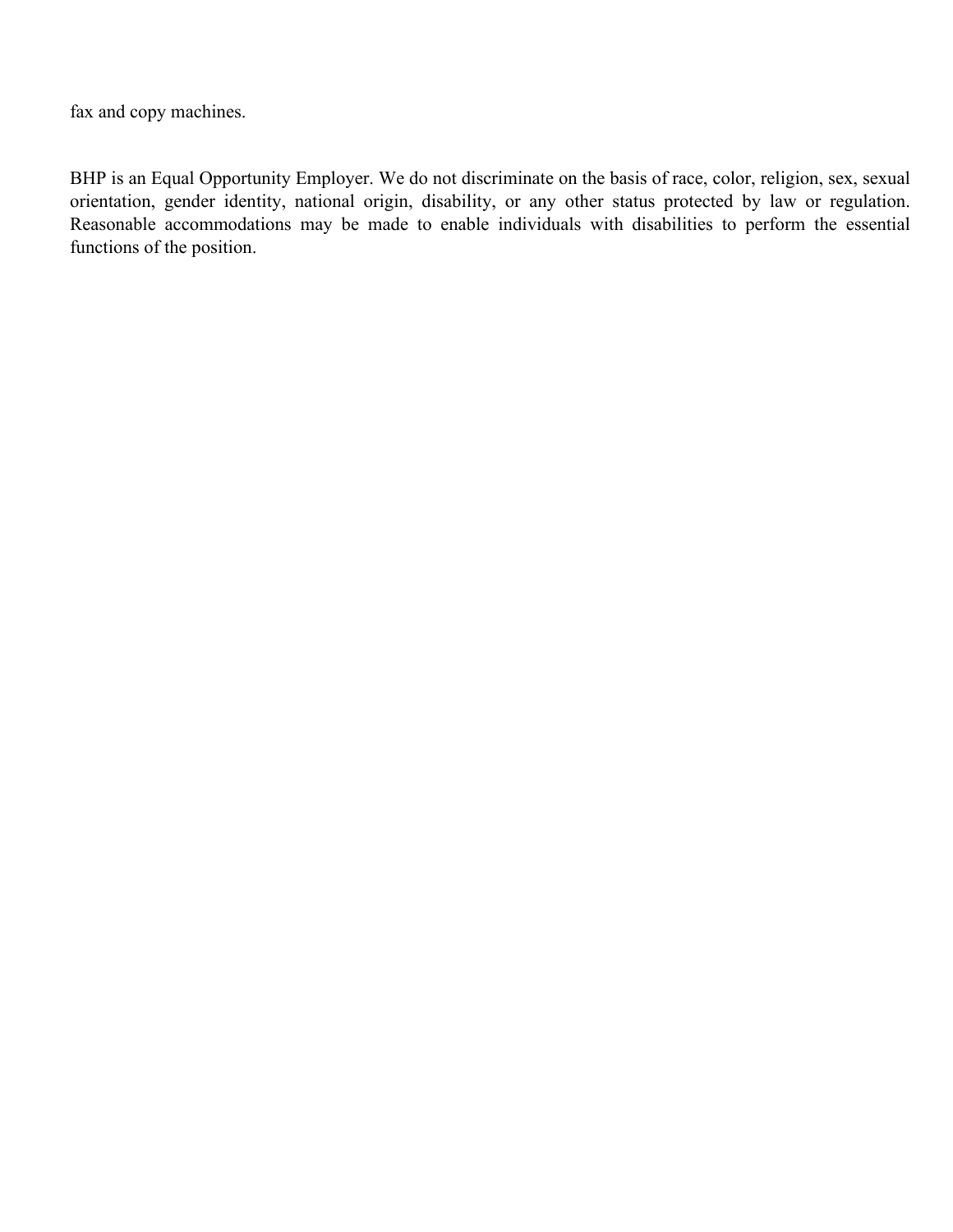fax and copy machines.

BHP is an Equal Opportunity Employer. We do not discriminate on the basis of race, color, religion, sex, sexual orientation, gender identity, national origin, disability, or any other status protected by law or regulation. Reasonable accommodations may be made to enable individuals with disabilities to perform the essential functions of the position.